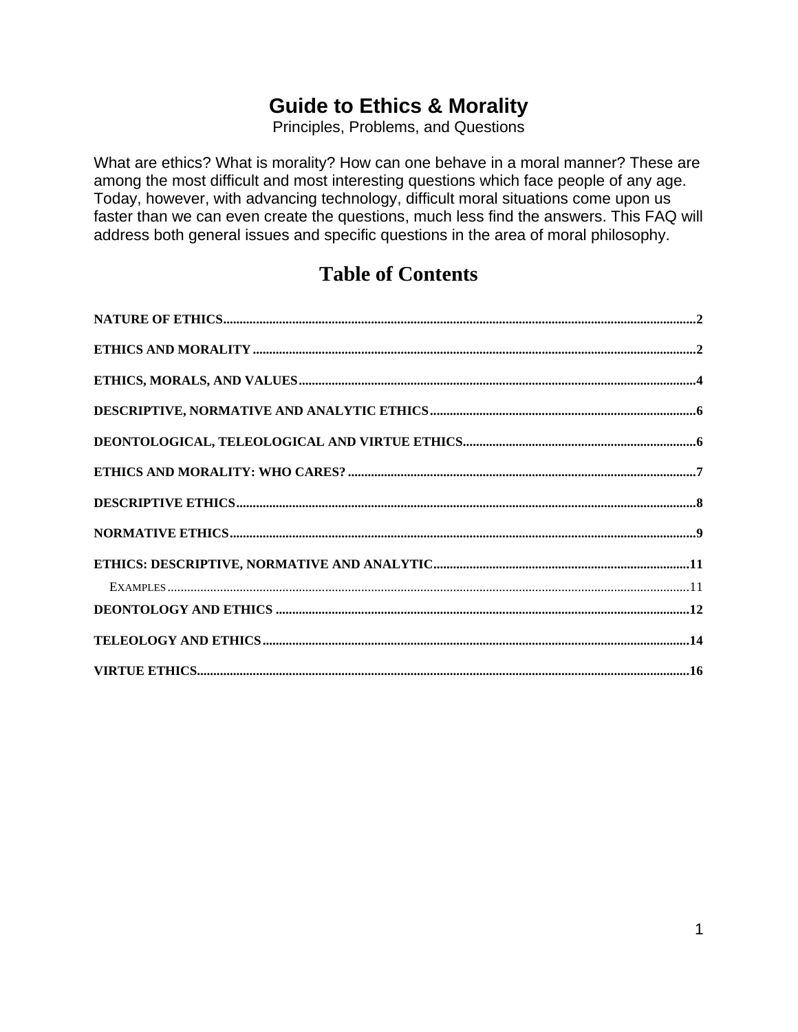# Guide to Ethics & Morality

Principles, Problems, and Questions

What are ethics? What is morality? How can one behave in a moral manner? These are among the most difficult and most interesting questions which face people of any age. Today, however, with advancing technology, difficult moral situations come upon us faster than we can even create the questions, much less find the answers. This FAQ will address both general issues and specific questions in the area of moral philosophy.

## Table of Contents

- NATURE OF ETHICS ........ 2
- ETHICS AND MORALITY ........ 2
- ETHICS, MORALS, AND VALUES ........ 4
- DESCRIPTIVE, NORMATIVE AND ANALYTIC ETHICS ........ 6
- DEONTOLOGICAL, TELEOLOGICAL AND VIRTUE ETHICS ........ 6
- ETHICS AND MORALITY: WHO CARES? ........ 7
- DESCRIPTIVE ETHICS ........ 8
- NORMATIVE ETHICS ........ 9
- ETHICS: DESCRIPTIVE, NORMATIVE AND ANALYTIC ........ 11
  - EXAMPLES ........ 11
- DEONTOLOGY AND ETHICS ........ 12
- TELEOLOGY AND ETHICS ........ 14
- VIRTUE ETHICS ........ 16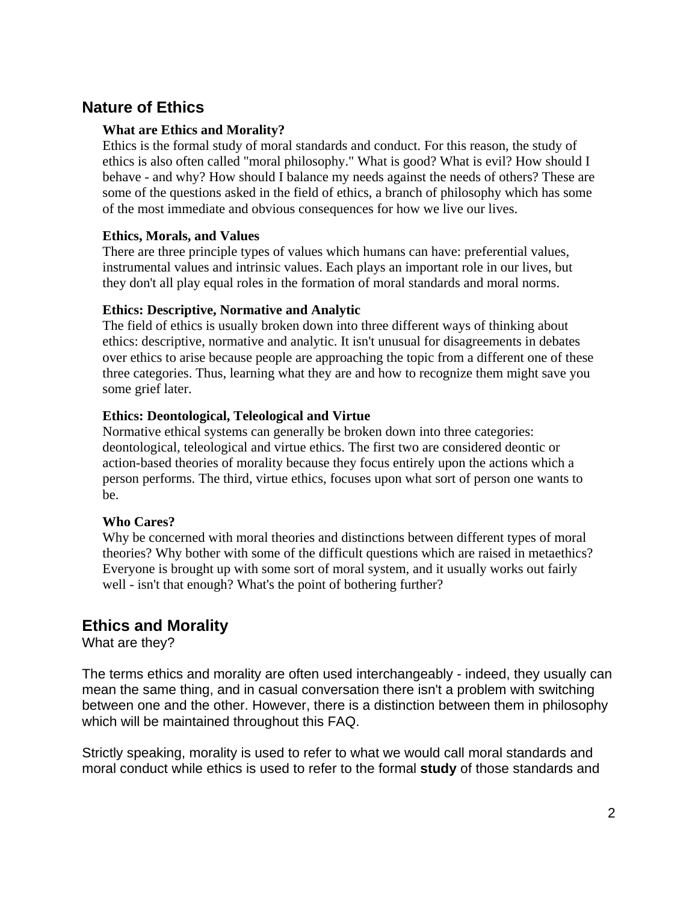## Nature of Ethics

**What are Ethics and Morality?**
Ethics is the formal study of moral standards and conduct. For this reason, the study of ethics is also often called "moral philosophy." What is good? What is evil? How should I behave - and why? How should I balance my needs against the needs of others? These are some of the questions asked in the field of ethics, a branch of philosophy which has some of the most immediate and obvious consequences for how we live our lives.

**Ethics, Morals, and Values**
There are three principle types of values which humans can have: preferential values, instrumental values and intrinsic values. Each plays an important role in our lives, but they don't all play equal roles in the formation of moral standards and moral norms.

**Ethics: Descriptive, Normative and Analytic**
The field of ethics is usually broken down into three different ways of thinking about ethics: descriptive, normative and analytic. It isn't unusual for disagreements in debates over ethics to arise because people are approaching the topic from a different one of these three categories. Thus, learning what they are and how to recognize them might save you some grief later.

**Ethics: Deontological, Teleological and Virtue**
Normative ethical systems can generally be broken down into three categories: deontological, teleological and virtue ethics. The first two are considered deontic or action-based theories of morality because they focus entirely upon the actions which a person performs. The third, virtue ethics, focuses upon what sort of person one wants to be.

**Who Cares?**
Why be concerned with moral theories and distinctions between different types of moral theories? Why bother with some of the difficult questions which are raised in metaethics? Everyone is brought up with some sort of moral system, and it usually works out fairly well - isn't that enough? What's the point of bothering further?

## Ethics and Morality

What are they?

The terms ethics and morality are often used interchangeably - indeed, they usually can mean the same thing, and in casual conversation there isn't a problem with switching between one and the other. However, there is a distinction between them in philosophy which will be maintained throughout this FAQ.

Strictly speaking, morality is used to refer to what we would call moral standards and moral conduct while ethics is used to refer to the formal **study** of those standards and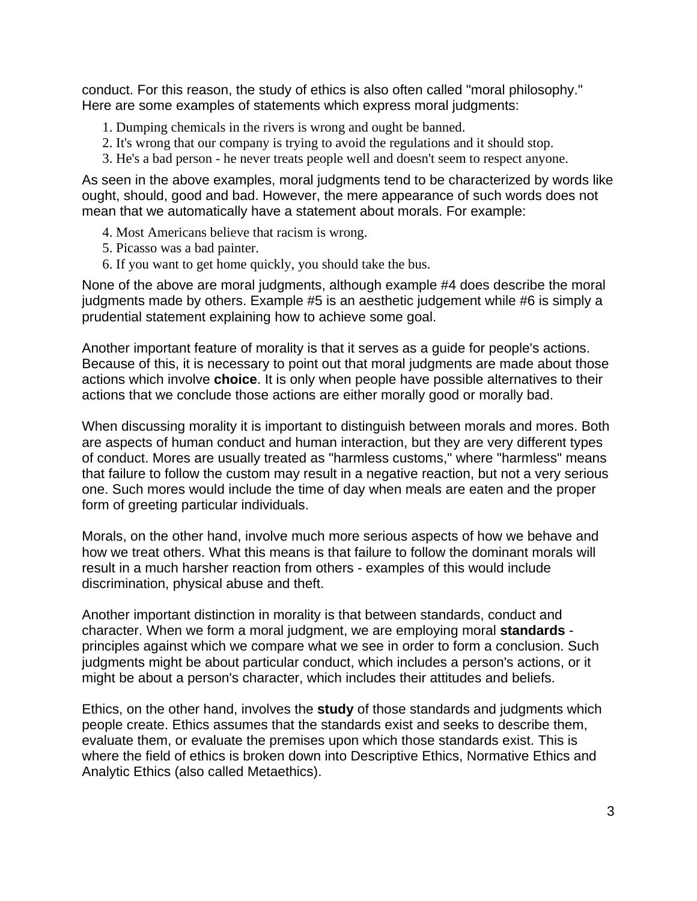conduct. For this reason, the study of ethics is also often called "moral philosophy." Here are some examples of statements which express moral judgments:

1. Dumping chemicals in the rivers is wrong and ought be banned.
2. It's wrong that our company is trying to avoid the regulations and it should stop.
3. He's a bad person - he never treats people well and doesn't seem to respect anyone.

As seen in the above examples, moral judgments tend to be characterized by words like ought, should, good and bad. However, the mere appearance of such words does not mean that we automatically have a statement about morals. For example:

4. Most Americans believe that racism is wrong.
5. Picasso was a bad painter.
6. If you want to get home quickly, you should take the bus.

None of the above are moral judgments, although example #4 does describe the moral judgments made by others. Example #5 is an aesthetic judgement while #6 is simply a prudential statement explaining how to achieve some goal.

Another important feature of morality is that it serves as a guide for people's actions. Because of this, it is necessary to point out that moral judgments are made about those actions which involve **choice**. It is only when people have possible alternatives to their actions that we conclude those actions are either morally good or morally bad.

When discussing morality it is important to distinguish between morals and mores. Both are aspects of human conduct and human interaction, but they are very different types of conduct. Mores are usually treated as "harmless customs," where "harmless" means that failure to follow the custom may result in a negative reaction, but not a very serious one. Such mores would include the time of day when meals are eaten and the proper form of greeting particular individuals.

Morals, on the other hand, involve much more serious aspects of how we behave and how we treat others. What this means is that failure to follow the dominant morals will result in a much harsher reaction from others - examples of this would include discrimination, physical abuse and theft.

Another important distinction in morality is that between standards, conduct and character. When we form a moral judgment, we are employing moral **standards** - principles against which we compare what we see in order to form a conclusion. Such judgments might be about particular conduct, which includes a person's actions, or it might be about a person's character, which includes their attitudes and beliefs.

Ethics, on the other hand, involves the **study** of those standards and judgments which people create. Ethics assumes that the standards exist and seeks to describe them, evaluate them, or evaluate the premises upon which those standards exist. This is where the field of ethics is broken down into Descriptive Ethics, Normative Ethics and Analytic Ethics (also called Metaethics).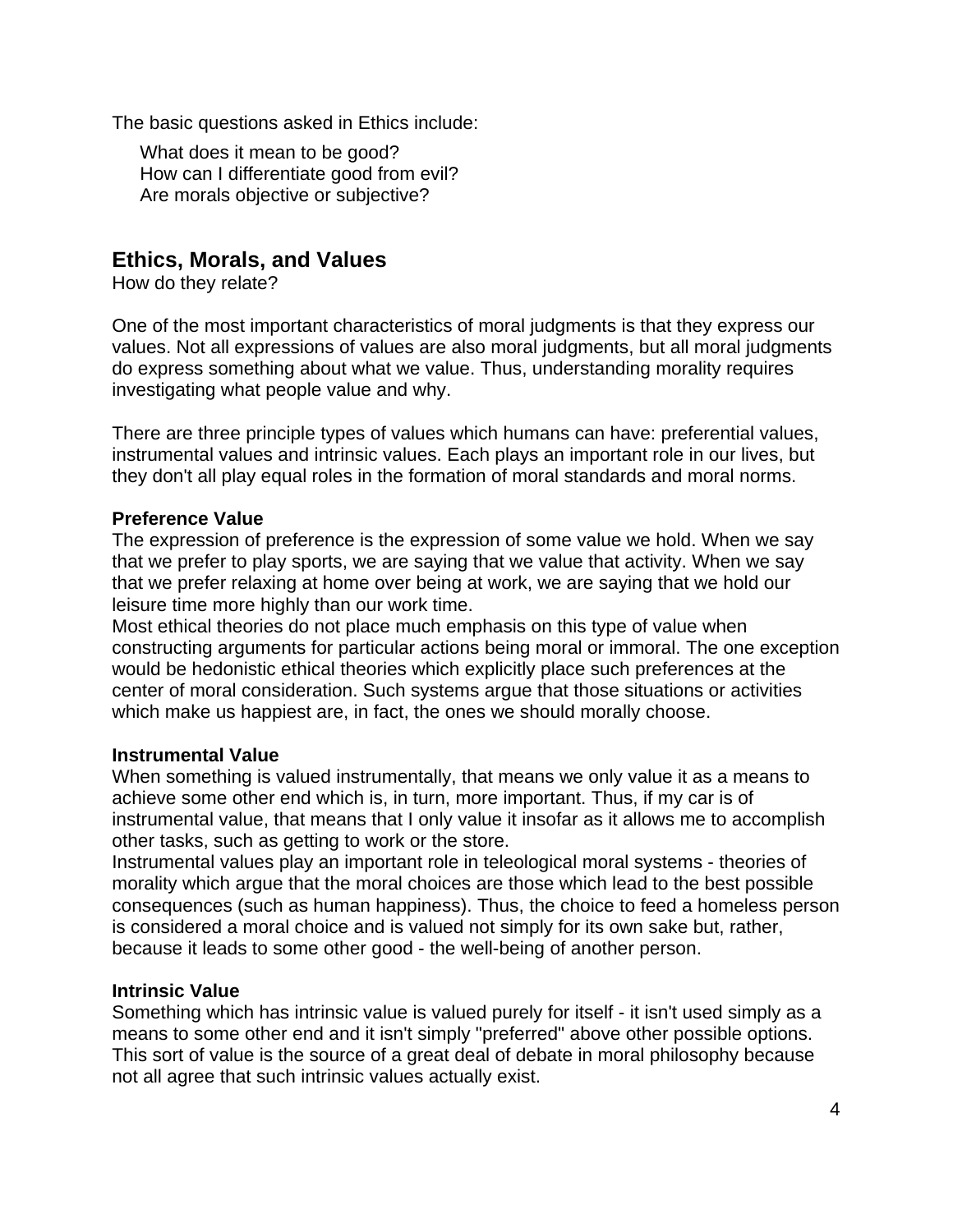The basic questions asked in Ethics include:

What does it mean to be good?
How can I differentiate good from evil?
Are morals objective or subjective?

## Ethics, Morals, and Values

How do they relate?

One of the most important characteristics of moral judgments is that they express our values. Not all expressions of values are also moral judgments, but all moral judgments do express something about what we value. Thus, understanding morality requires investigating what people value and why.

There are three principle types of values which humans can have: preferential values, instrumental values and intrinsic values. Each plays an important role in our lives, but they don't all play equal roles in the formation of moral standards and moral norms.

**Preference Value**

The expression of preference is the expression of some value we hold. When we say that we prefer to play sports, we are saying that we value that activity. When we say that we prefer relaxing at home over being at work, we are saying that we hold our leisure time more highly than our work time.

Most ethical theories do not place much emphasis on this type of value when constructing arguments for particular actions being moral or immoral. The one exception would be hedonistic ethical theories which explicitly place such preferences at the center of moral consideration. Such systems argue that those situations or activities which make us happiest are, in fact, the ones we should morally choose.

**Instrumental Value**

When something is valued instrumentally, that means we only value it as a means to achieve some other end which is, in turn, more important. Thus, if my car is of instrumental value, that means that I only value it insofar as it allows me to accomplish other tasks, such as getting to work or the store.

Instrumental values play an important role in teleological moral systems - theories of morality which argue that the moral choices are those which lead to the best possible consequences (such as human happiness). Thus, the choice to feed a homeless person is considered a moral choice and is valued not simply for its own sake but, rather, because it leads to some other good - the well-being of another person.

**Intrinsic Value**

Something which has intrinsic value is valued purely for itself - it isn't used simply as a means to some other end and it isn't simply "preferred" above other possible options. This sort of value is the source of a great deal of debate in moral philosophy because not all agree that such intrinsic values actually exist.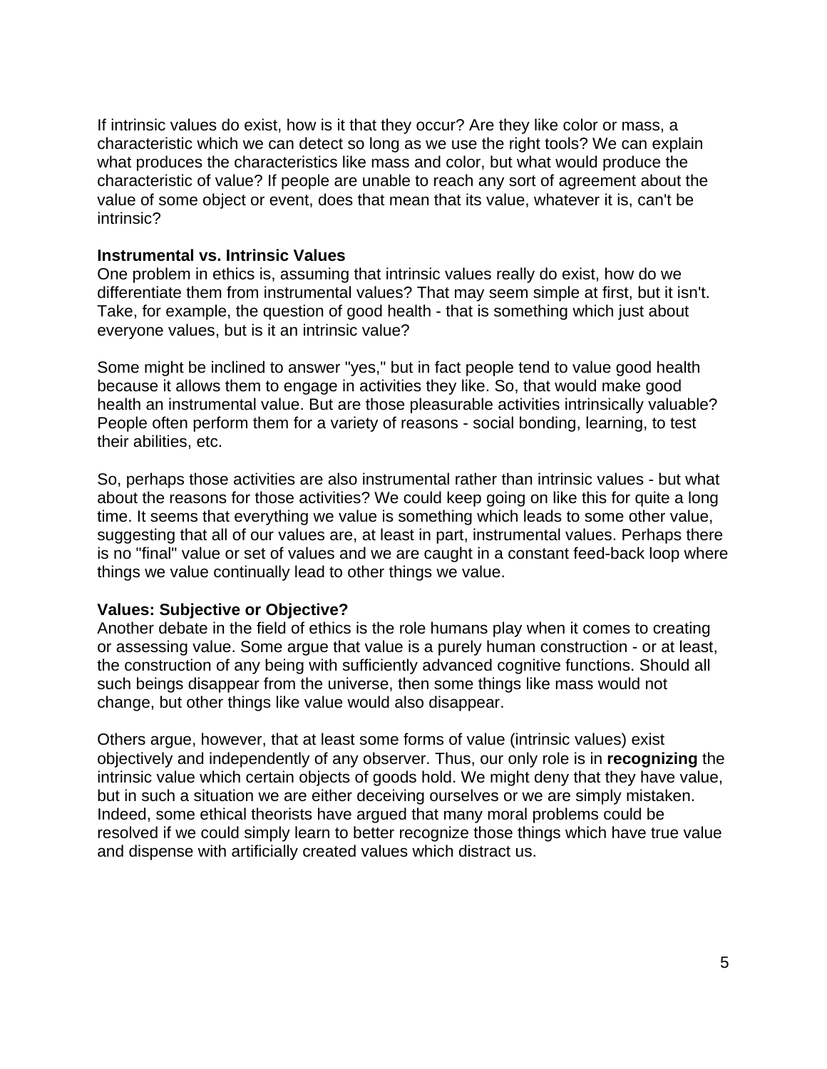If intrinsic values do exist, how is it that they occur? Are they like color or mass, a characteristic which we can detect so long as we use the right tools? We can explain what produces the characteristics like mass and color, but what would produce the characteristic of value? If people are unable to reach any sort of agreement about the value of some object or event, does that mean that its value, whatever it is, can't be intrinsic?

**Instrumental vs. Intrinsic Values**

One problem in ethics is, assuming that intrinsic values really do exist, how do we differentiate them from instrumental values? That may seem simple at first, but it isn't. Take, for example, the question of good health - that is something which just about everyone values, but is it an intrinsic value?

Some might be inclined to answer "yes," but in fact people tend to value good health because it allows them to engage in activities they like. So, that would make good health an instrumental value. But are those pleasurable activities intrinsically valuable? People often perform them for a variety of reasons - social bonding, learning, to test their abilities, etc.

So, perhaps those activities are also instrumental rather than intrinsic values - but what about the reasons for those activities? We could keep going on like this for quite a long time. It seems that everything we value is something which leads to some other value, suggesting that all of our values are, at least in part, instrumental values. Perhaps there is no "final" value or set of values and we are caught in a constant feed-back loop where things we value continually lead to other things we value.

**Values: Subjective or Objective?**

Another debate in the field of ethics is the role humans play when it comes to creating or assessing value. Some argue that value is a purely human construction - or at least, the construction of any being with sufficiently advanced cognitive functions. Should all such beings disappear from the universe, then some things like mass would not change, but other things like value would also disappear.

Others argue, however, that at least some forms of value (intrinsic values) exist objectively and independently of any observer. Thus, our only role is in **recognizing** the intrinsic value which certain objects of goods hold. We might deny that they have value, but in such a situation we are either deceiving ourselves or we are simply mistaken. Indeed, some ethical theorists have argued that many moral problems could be resolved if we could simply learn to better recognize those things which have true value and dispense with artificially created values which distract us.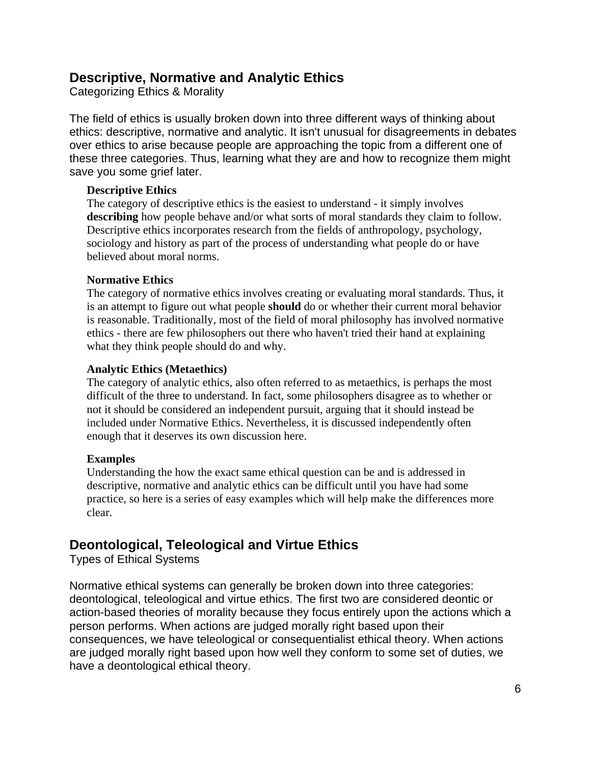## Descriptive, Normative and Analytic Ethics

Categorizing Ethics & Morality

The field of ethics is usually broken down into three different ways of thinking about ethics: descriptive, normative and analytic. It isn't unusual for disagreements in debates over ethics to arise because people are approaching the topic from a different one of these three categories. Thus, learning what they are and how to recognize them might save you some grief later.

**Descriptive Ethics**
The category of descriptive ethics is the easiest to understand - it simply involves **describing** how people behave and/or what sorts of moral standards they claim to follow. Descriptive ethics incorporates research from the fields of anthropology, psychology, sociology and history as part of the process of understanding what people do or have believed about moral norms.

**Normative Ethics**
The category of normative ethics involves creating or evaluating moral standards. Thus, it is an attempt to figure out what people **should** do or whether their current moral behavior is reasonable. Traditionally, most of the field of moral philosophy has involved normative ethics - there are few philosophers out there who haven't tried their hand at explaining what they think people should do and why.

**Analytic Ethics (Metaethics)**
The category of analytic ethics, also often referred to as metaethics, is perhaps the most difficult of the three to understand. In fact, some philosophers disagree as to whether or not it should be considered an independent pursuit, arguing that it should instead be included under Normative Ethics. Nevertheless, it is discussed independently often enough that it deserves its own discussion here.

**Examples**
Understanding the how the exact same ethical question can be and is addressed in descriptive, normative and analytic ethics can be difficult until you have had some practice, so here is a series of easy examples which will help make the differences more clear.

## Deontological, Teleological and Virtue Ethics

Types of Ethical Systems

Normative ethical systems can generally be broken down into three categories: deontological, teleological and virtue ethics. The first two are considered deontic or action-based theories of morality because they focus entirely upon the actions which a person performs. When actions are judged morally right based upon their consequences, we have teleological or consequentialist ethical theory. When actions are judged morally right based upon how well they conform to some set of duties, we have a deontological ethical theory.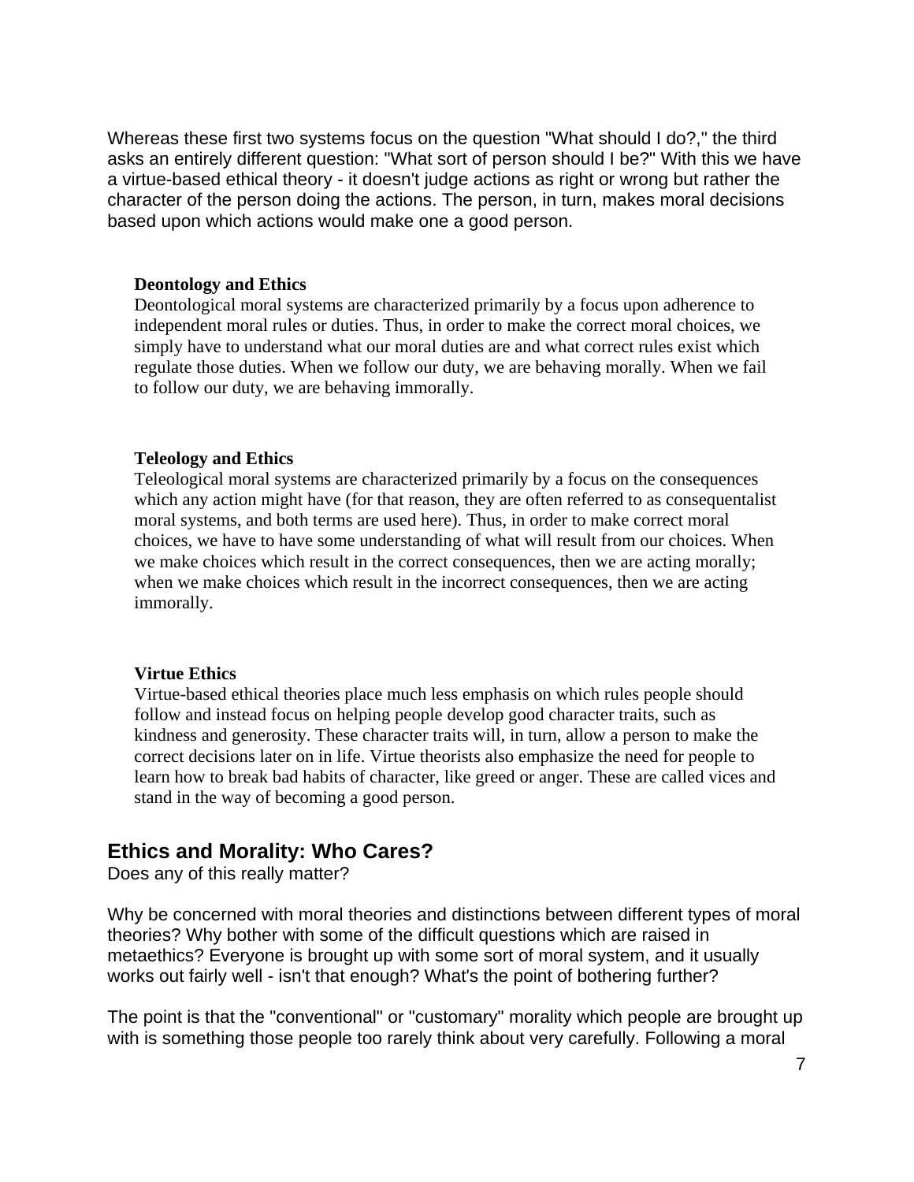Whereas these first two systems focus on the question "What should I do?," the third asks an entirely different question: "What sort of person should I be?" With this we have a virtue-based ethical theory - it doesn't judge actions as right or wrong but rather the character of the person doing the actions. The person, in turn, makes moral decisions based upon which actions would make one a good person.

**Deontology and Ethics**
Deontological moral systems are characterized primarily by a focus upon adherence to independent moral rules or duties. Thus, in order to make the correct moral choices, we simply have to understand what our moral duties are and what correct rules exist which regulate those duties. When we follow our duty, we are behaving morally. When we fail to follow our duty, we are behaving immorally.

**Teleology and Ethics**
Teleological moral systems are characterized primarily by a focus on the consequences which any action might have (for that reason, they are often referred to as consequentalist moral systems, and both terms are used here). Thus, in order to make correct moral choices, we have to have some understanding of what will result from our choices. When we make choices which result in the correct consequences, then we are acting morally; when we make choices which result in the incorrect consequences, then we are acting immorally.

**Virtue Ethics**
Virtue-based ethical theories place much less emphasis on which rules people should follow and instead focus on helping people develop good character traits, such as kindness and generosity. These character traits will, in turn, allow a person to make the correct decisions later on in life. Virtue theorists also emphasize the need for people to learn how to break bad habits of character, like greed or anger. These are called vices and stand in the way of becoming a good person.

## Ethics and Morality: Who Cares?

Does any of this really matter?

Why be concerned with moral theories and distinctions between different types of moral theories? Why bother with some of the difficult questions which are raised in metaethics? Everyone is brought up with some sort of moral system, and it usually works out fairly well - isn't that enough? What's the point of bothering further?

The point is that the "conventional" or "customary" morality which people are brought up with is something those people too rarely think about very carefully. Following a moral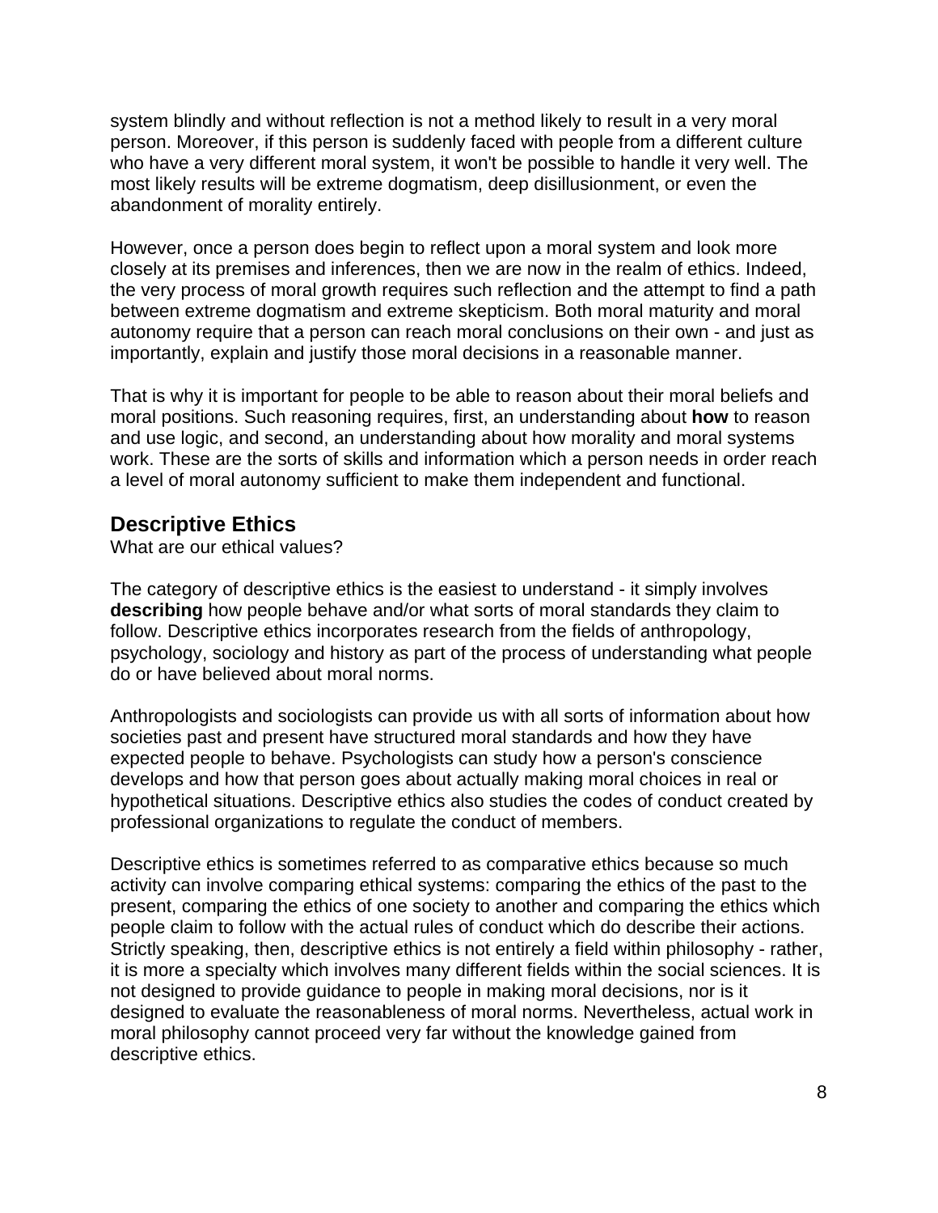system blindly and without reflection is not a method likely to result in a very moral person. Moreover, if this person is suddenly faced with people from a different culture who have a very different moral system, it won't be possible to handle it very well. The most likely results will be extreme dogmatism, deep disillusionment, or even the abandonment of morality entirely.

However, once a person does begin to reflect upon a moral system and look more closely at its premises and inferences, then we are now in the realm of ethics. Indeed, the very process of moral growth requires such reflection and the attempt to find a path between extreme dogmatism and extreme skepticism. Both moral maturity and moral autonomy require that a person can reach moral conclusions on their own - and just as importantly, explain and justify those moral decisions in a reasonable manner.

That is why it is important for people to be able to reason about their moral beliefs and moral positions. Such reasoning requires, first, an understanding about **how** to reason and use logic, and second, an understanding about how morality and moral systems work. These are the sorts of skills and information which a person needs in order reach a level of moral autonomy sufficient to make them independent and functional.

## Descriptive Ethics

What are our ethical values?

The category of descriptive ethics is the easiest to understand - it simply involves **describing** how people behave and/or what sorts of moral standards they claim to follow. Descriptive ethics incorporates research from the fields of anthropology, psychology, sociology and history as part of the process of understanding what people do or have believed about moral norms.

Anthropologists and sociologists can provide us with all sorts of information about how societies past and present have structured moral standards and how they have expected people to behave. Psychologists can study how a person's conscience develops and how that person goes about actually making moral choices in real or hypothetical situations. Descriptive ethics also studies the codes of conduct created by professional organizations to regulate the conduct of members.

Descriptive ethics is sometimes referred to as comparative ethics because so much activity can involve comparing ethical systems: comparing the ethics of the past to the present, comparing the ethics of one society to another and comparing the ethics which people claim to follow with the actual rules of conduct which do describe their actions. Strictly speaking, then, descriptive ethics is not entirely a field within philosophy - rather, it is more a specialty which involves many different fields within the social sciences. It is not designed to provide guidance to people in making moral decisions, nor is it designed to evaluate the reasonableness of moral norms. Nevertheless, actual work in moral philosophy cannot proceed very far without the knowledge gained from descriptive ethics.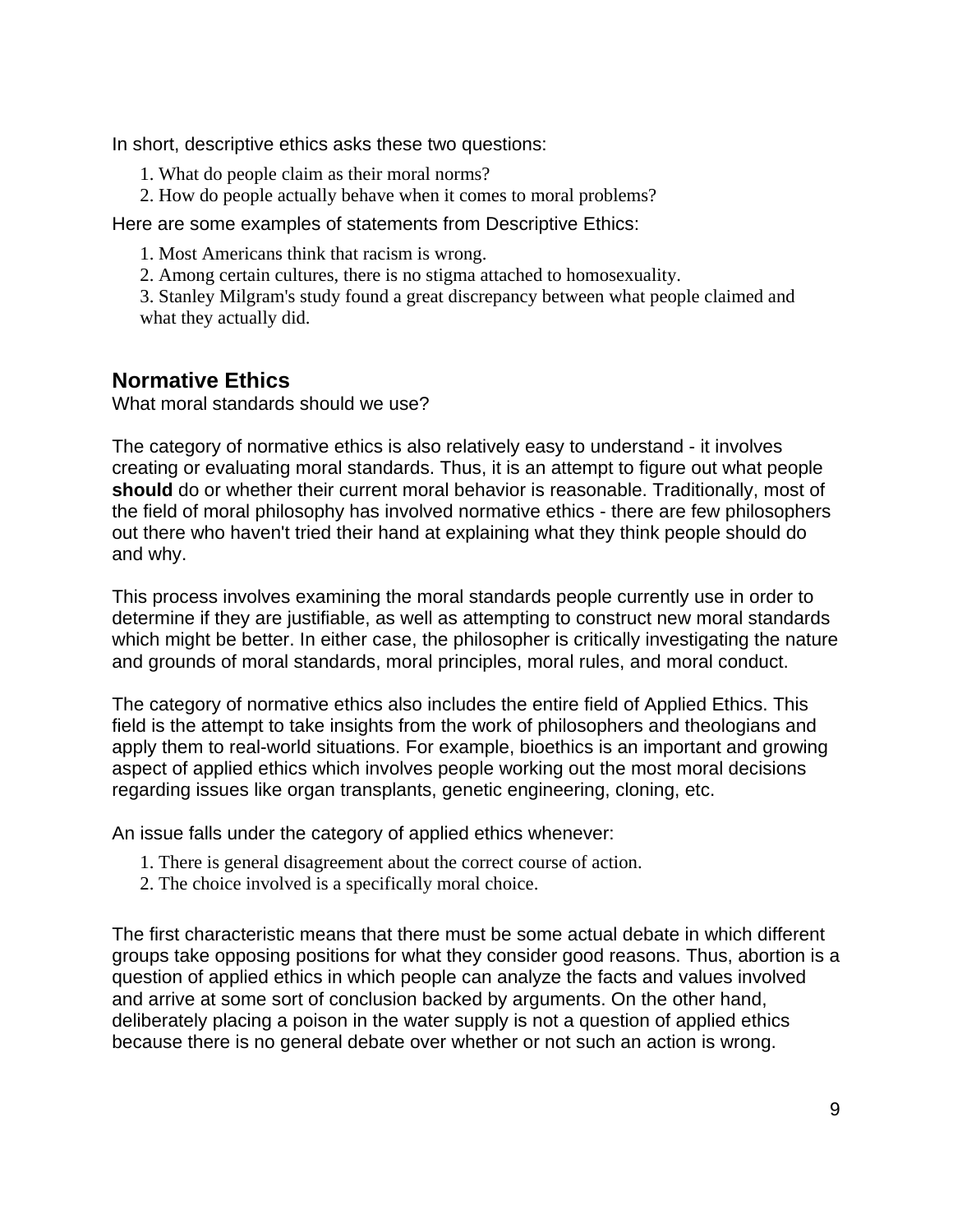In short, descriptive ethics asks these two questions:

1. What do people claim as their moral norms?
2. How do people actually behave when it comes to moral problems?

Here are some examples of statements from Descriptive Ethics:

1. Most Americans think that racism is wrong.
2. Among certain cultures, there is no stigma attached to homosexuality.
3. Stanley Milgram's study found a great discrepancy between what people claimed and what they actually did.

## Normative Ethics

What moral standards should we use?

The category of normative ethics is also relatively easy to understand - it involves creating or evaluating moral standards. Thus, it is an attempt to figure out what people **should** do or whether their current moral behavior is reasonable. Traditionally, most of the field of moral philosophy has involved normative ethics - there are few philosophers out there who haven't tried their hand at explaining what they think people should do and why.

This process involves examining the moral standards people currently use in order to determine if they are justifiable, as well as attempting to construct new moral standards which might be better. In either case, the philosopher is critically investigating the nature and grounds of moral standards, moral principles, moral rules, and moral conduct.

The category of normative ethics also includes the entire field of Applied Ethics. This field is the attempt to take insights from the work of philosophers and theologians and apply them to real-world situations. For example, bioethics is an important and growing aspect of applied ethics which involves people working out the most moral decisions regarding issues like organ transplants, genetic engineering, cloning, etc.

An issue falls under the category of applied ethics whenever:

1. There is general disagreement about the correct course of action.
2. The choice involved is a specifically moral choice.

The first characteristic means that there must be some actual debate in which different groups take opposing positions for what they consider good reasons. Thus, abortion is a question of applied ethics in which people can analyze the facts and values involved and arrive at some sort of conclusion backed by arguments. On the other hand, deliberately placing a poison in the water supply is not a question of applied ethics because there is no general debate over whether or not such an action is wrong.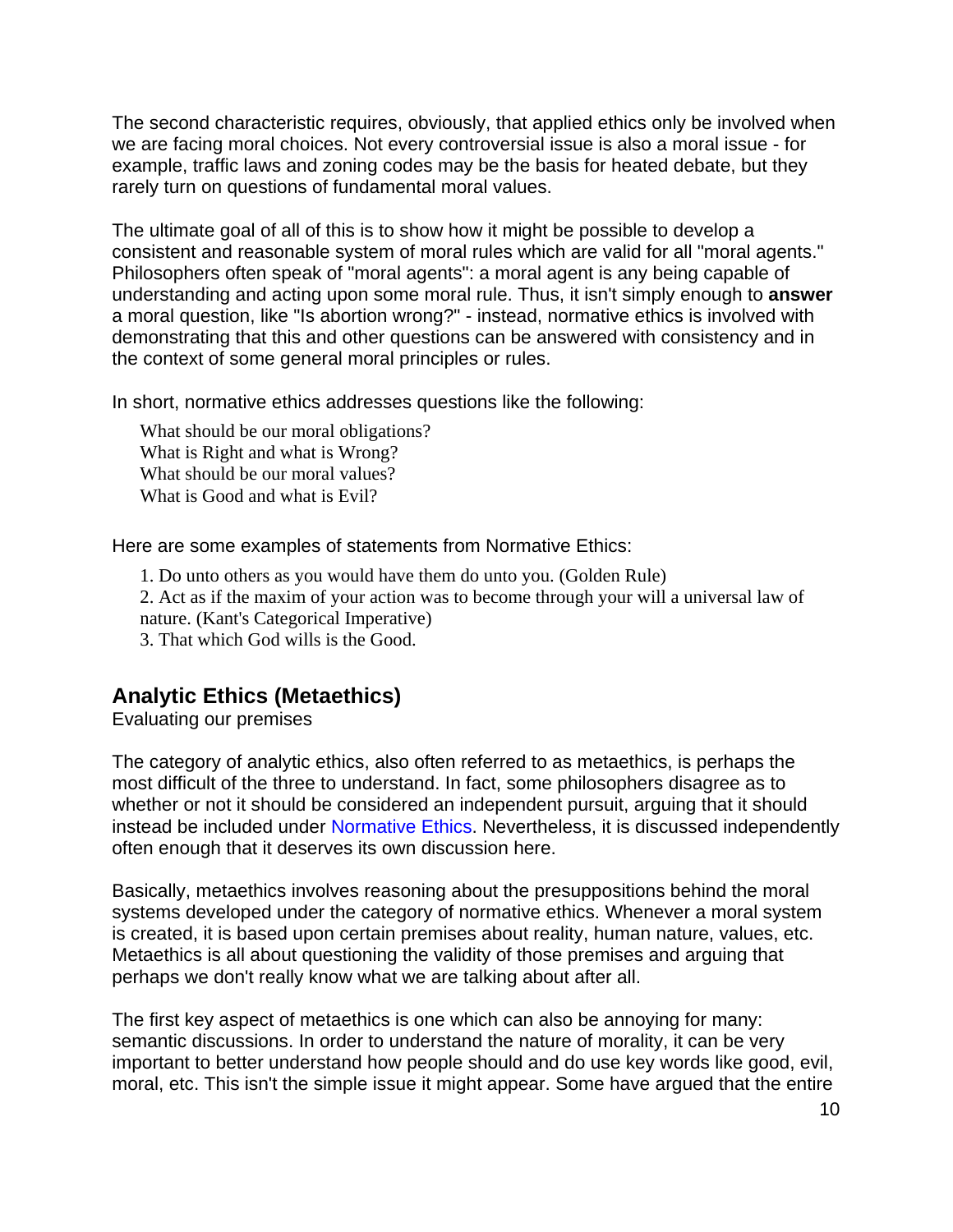The second characteristic requires, obviously, that applied ethics only be involved when we are facing moral choices. Not every controversial issue is also a moral issue - for example, traffic laws and zoning codes may be the basis for heated debate, but they rarely turn on questions of fundamental moral values.

The ultimate goal of all of this is to show how it might be possible to develop a consistent and reasonable system of moral rules which are valid for all "moral agents." Philosophers often speak of "moral agents": a moral agent is any being capable of understanding and acting upon some moral rule. Thus, it isn't simply enough to **answer** a moral question, like "Is abortion wrong?" - instead, normative ethics is involved with demonstrating that this and other questions can be answered with consistency and in the context of some general moral principles or rules.

In short, normative ethics addresses questions like the following:

> What should be our moral obligations?
> What is Right and what is Wrong?
> What should be our moral values?
> What is Good and what is Evil?

Here are some examples of statements from Normative Ethics:

1. Do unto others as you would have them do unto you. (Golden Rule)
2. Act as if the maxim of your action was to become through your will a universal law of nature. (Kant's Categorical Imperative)
3. That which God wills is the Good.

## Analytic Ethics (Metaethics)

Evaluating our premises

The category of analytic ethics, also often referred to as metaethics, is perhaps the most difficult of the three to understand. In fact, some philosophers disagree as to whether or not it should be considered an independent pursuit, arguing that it should instead be included under Normative Ethics. Nevertheless, it is discussed independently often enough that it deserves its own discussion here.

Basically, metaethics involves reasoning about the presuppositions behind the moral systems developed under the category of normative ethics. Whenever a moral system is created, it is based upon certain premises about reality, human nature, values, etc. Metaethics is all about questioning the validity of those premises and arguing that perhaps we don't really know what we are talking about after all.

The first key aspect of metaethics is one which can also be annoying for many: semantic discussions. In order to understand the nature of morality, it can be very important to better understand how people should and do use key words like good, evil, moral, etc. This isn't the simple issue it might appear. Some have argued that the entire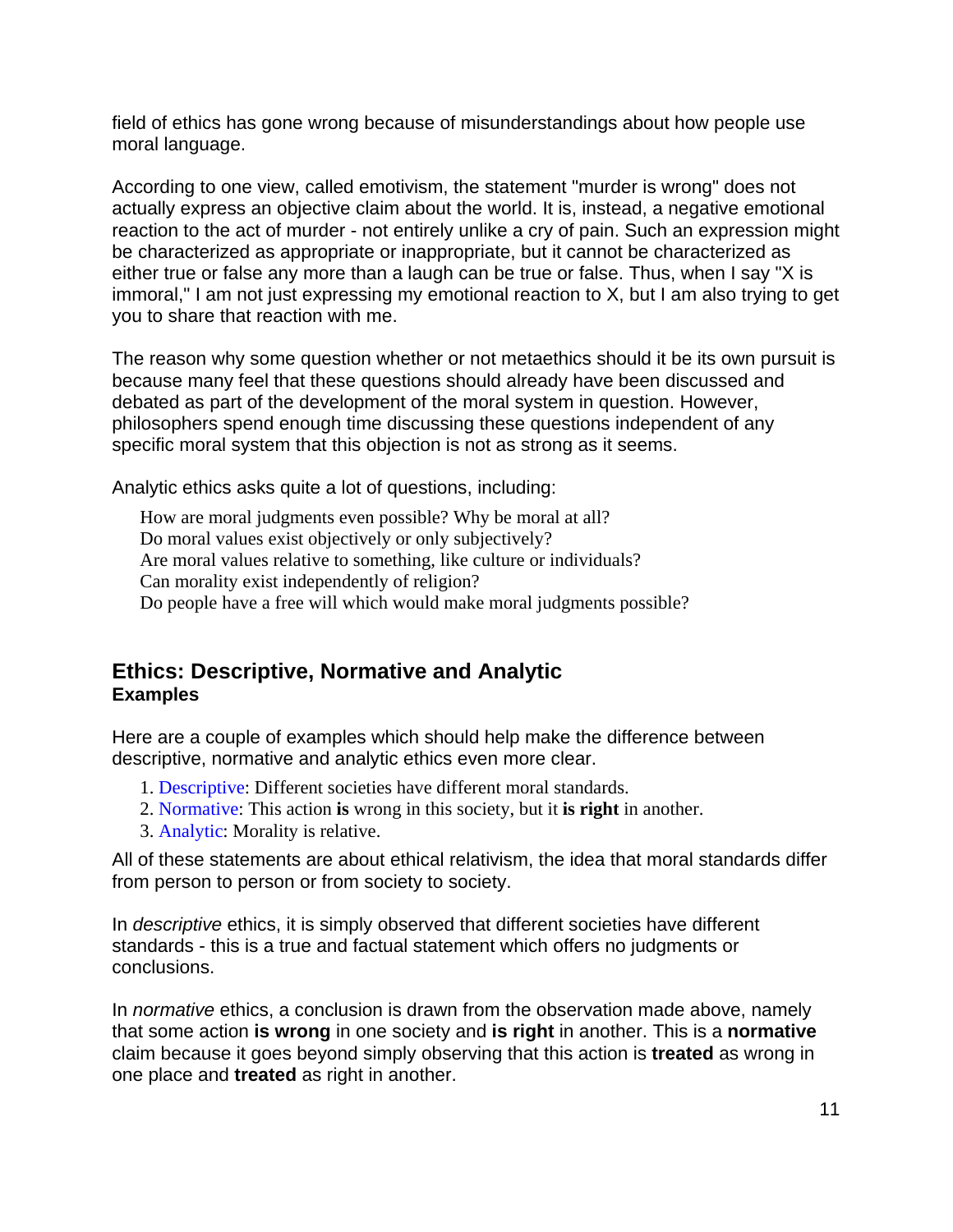field of ethics has gone wrong because of misunderstandings about how people use moral language.

According to one view, called emotivism, the statement "murder is wrong" does not actually express an objective claim about the world. It is, instead, a negative emotional reaction to the act of murder - not entirely unlike a cry of pain. Such an expression might be characterized as appropriate or inappropriate, but it cannot be characterized as either true or false any more than a laugh can be true or false. Thus, when I say "X is immoral," I am not just expressing my emotional reaction to X, but I am also trying to get you to share that reaction with me.

The reason why some question whether or not metaethics should it be its own pursuit is because many feel that these questions should already have been discussed and debated as part of the development of the moral system in question. However, philosophers spend enough time discussing these questions independent of any specific moral system that this objection is not as strong as it seems.

Analytic ethics asks quite a lot of questions, including:

How are moral judgments even possible? Why be moral at all?
Do moral values exist objectively or only subjectively?
Are moral values relative to something, like culture or individuals?
Can morality exist independently of religion?
Do people have a free will which would make moral judgments possible?

## Ethics: Descriptive, Normative and Analytic
### Examples

Here are a couple of examples which should help make the difference between descriptive, normative and analytic ethics even more clear.

1. Descriptive: Different societies have different moral standards.
2. Normative: This action **is** wrong in this society, but it **is right** in another.
3. Analytic: Morality is relative.

All of these statements are about ethical relativism, the idea that moral standards differ from person to person or from society to society.

In *descriptive* ethics, it is simply observed that different societies have different standards - this is a true and factual statement which offers no judgments or conclusions.

In *normative* ethics, a conclusion is drawn from the observation made above, namely that some action **is wrong** in one society and **is right** in another. This is a **normative** claim because it goes beyond simply observing that this action is **treated** as wrong in one place and **treated** as right in another.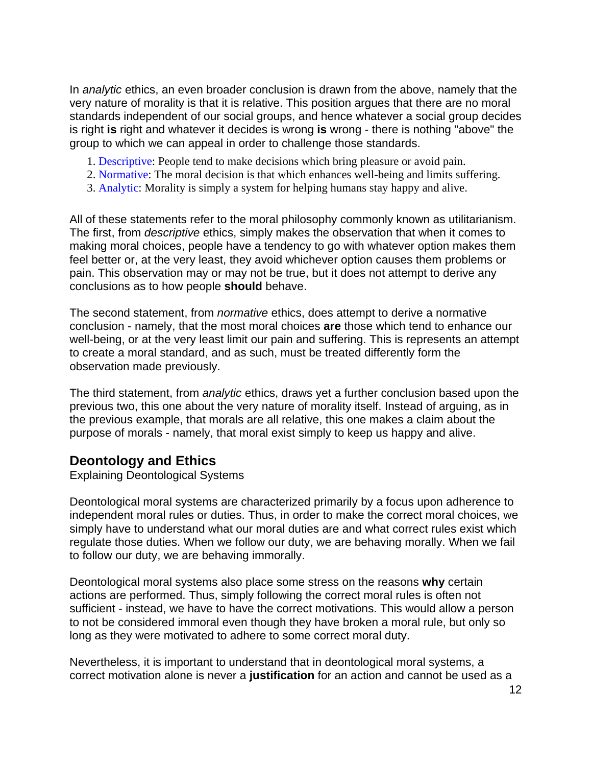In *analytic* ethics, an even broader conclusion is drawn from the above, namely that the very nature of morality is that it is relative. This position argues that there are no moral standards independent of our social groups, and hence whatever a social group decides is right **is** right and whatever it decides is wrong **is** wrong - there is nothing "above" the group to which we can appeal in order to challenge those standards.

1. Descriptive: People tend to make decisions which bring pleasure or avoid pain.
2. Normative: The moral decision is that which enhances well-being and limits suffering.
3. Analytic: Morality is simply a system for helping humans stay happy and alive.

All of these statements refer to the moral philosophy commonly known as utilitarianism. The first, from *descriptive* ethics, simply makes the observation that when it comes to making moral choices, people have a tendency to go with whatever option makes them feel better or, at the very least, they avoid whichever option causes them problems or pain. This observation may or may not be true, but it does not attempt to derive any conclusions as to how people **should** behave.

The second statement, from *normative* ethics, does attempt to derive a normative conclusion - namely, that the most moral choices **are** those which tend to enhance our well-being, or at the very least limit our pain and suffering. This is represents an attempt to create a moral standard, and as such, must be treated differently form the observation made previously.

The third statement, from *analytic* ethics, draws yet a further conclusion based upon the previous two, this one about the very nature of morality itself. Instead of arguing, as in the previous example, that morals are all relative, this one makes a claim about the purpose of morals - namely, that moral exist simply to keep us happy and alive.

## Deontology and Ethics

Explaining Deontological Systems

Deontological moral systems are characterized primarily by a focus upon adherence to independent moral rules or duties. Thus, in order to make the correct moral choices, we simply have to understand what our moral duties are and what correct rules exist which regulate those duties. When we follow our duty, we are behaving morally. When we fail to follow our duty, we are behaving immorally.

Deontological moral systems also place some stress on the reasons **why** certain actions are performed. Thus, simply following the correct moral rules is often not sufficient - instead, we have to have the correct motivations. This would allow a person to not be considered immoral even though they have broken a moral rule, but only so long as they were motivated to adhere to some correct moral duty.

Nevertheless, it is important to understand that in deontological moral systems, a correct motivation alone is never a **justification** for an action and cannot be used as a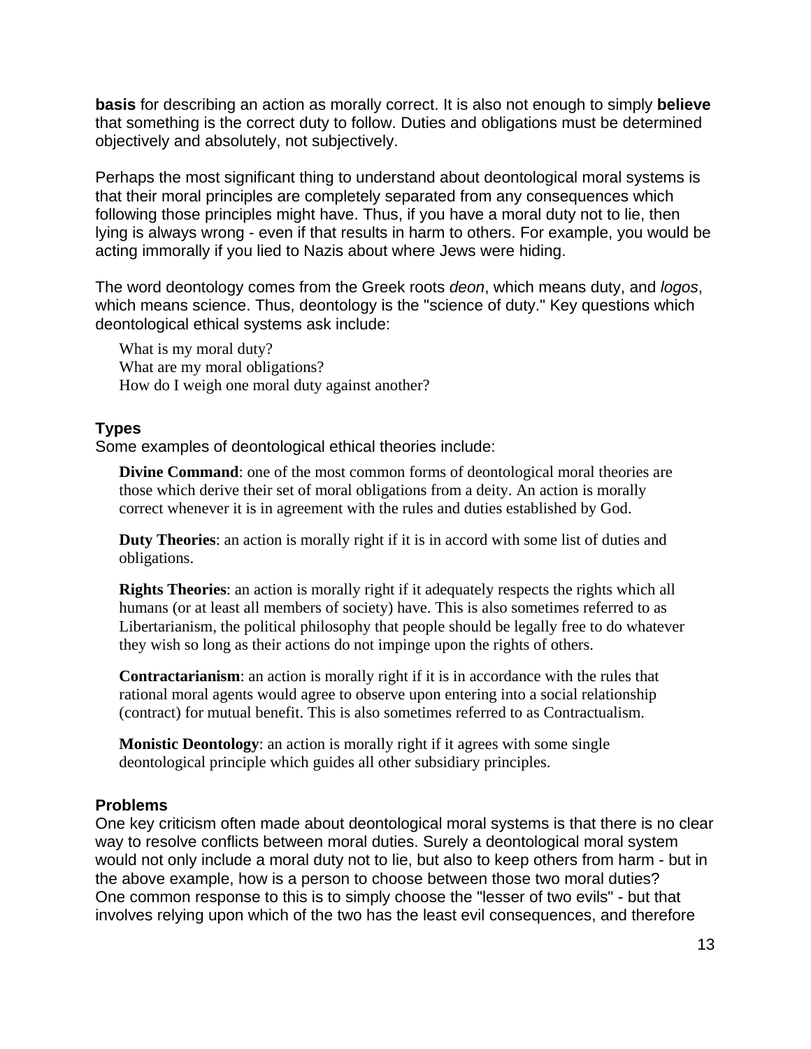**basis** for describing an action as morally correct. It is also not enough to simply **believe** that something is the correct duty to follow. Duties and obligations must be determined objectively and absolutely, not subjectively.

Perhaps the most significant thing to understand about deontological moral systems is that their moral principles are completely separated from any consequences which following those principles might have. Thus, if you have a moral duty not to lie, then lying is always wrong - even if that results in harm to others. For example, you would be acting immorally if you lied to Nazis about where Jews were hiding.

The word deontology comes from the Greek roots *deon*, which means duty, and *logos*, which means science. Thus, deontology is the "science of duty." Key questions which deontological ethical systems ask include:

What is my moral duty?
What are my moral obligations?
How do I weigh one moral duty against another?

### Types

Some examples of deontological ethical theories include:

**Divine Command**: one of the most common forms of deontological moral theories are those which derive their set of moral obligations from a deity. An action is morally correct whenever it is in agreement with the rules and duties established by God.

**Duty Theories**: an action is morally right if it is in accord with some list of duties and obligations.

**Rights Theories**: an action is morally right if it adequately respects the rights which all humans (or at least all members of society) have. This is also sometimes referred to as Libertarianism, the political philosophy that people should be legally free to do whatever they wish so long as their actions do not impinge upon the rights of others.

**Contractarianism**: an action is morally right if it is in accordance with the rules that rational moral agents would agree to observe upon entering into a social relationship (contract) for mutual benefit. This is also sometimes referred to as Contractualism.

**Monistic Deontology**: an action is morally right if it agrees with some single deontological principle which guides all other subsidiary principles.

### Problems

One key criticism often made about deontological moral systems is that there is no clear way to resolve conflicts between moral duties. Surely a deontological moral system would not only include a moral duty not to lie, but also to keep others from harm - but in the above example, how is a person to choose between those two moral duties?
One common response to this is to simply choose the "lesser of two evils" - but that involves relying upon which of the two has the least evil consequences, and therefore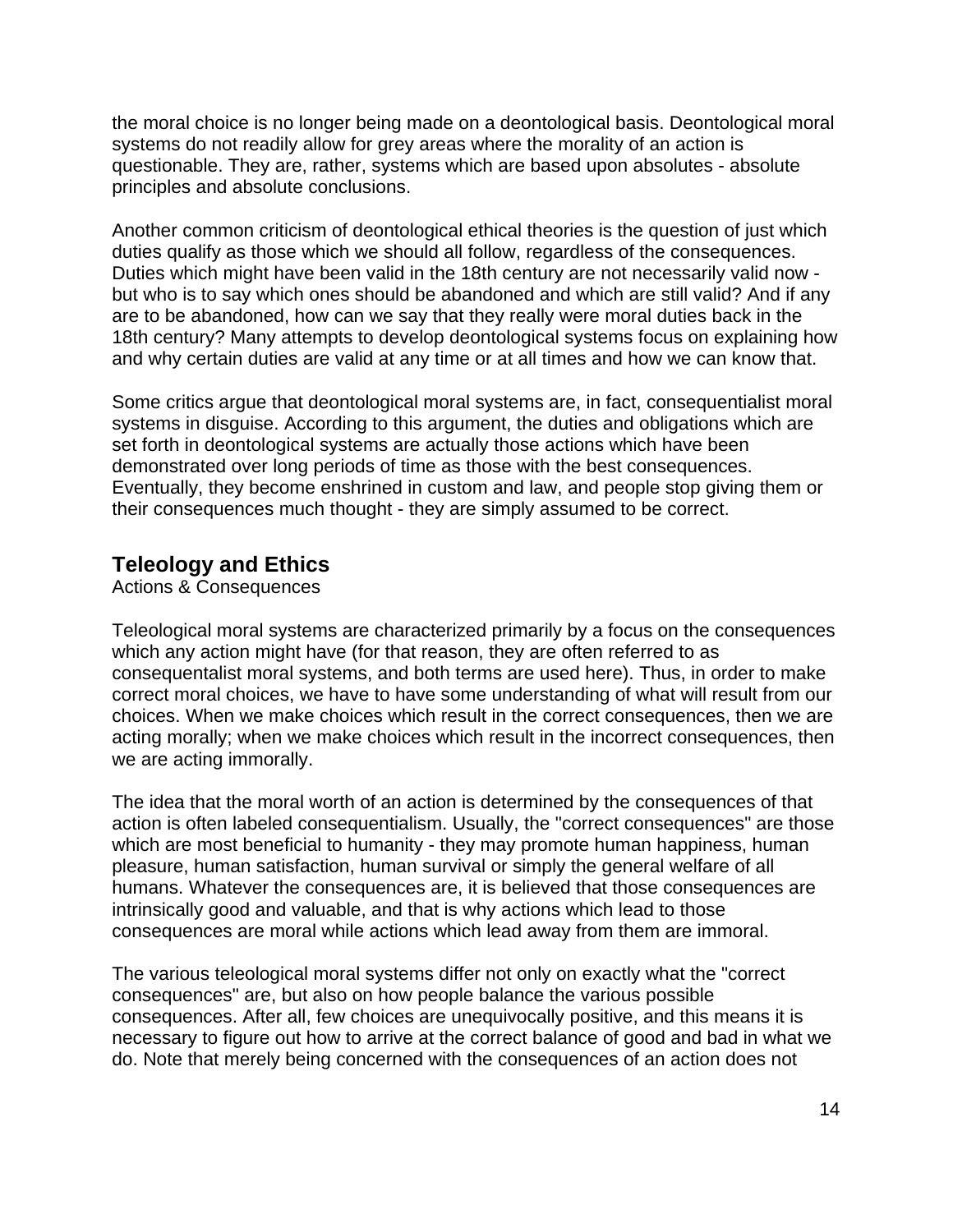the moral choice is no longer being made on a deontological basis. Deontological moral systems do not readily allow for grey areas where the morality of an action is questionable. They are, rather, systems which are based upon absolutes - absolute principles and absolute conclusions.

Another common criticism of deontological ethical theories is the question of just which duties qualify as those which we should all follow, regardless of the consequences. Duties which might have been valid in the 18th century are not necessarily valid now - but who is to say which ones should be abandoned and which are still valid? And if any are to be abandoned, how can we say that they really were moral duties back in the 18th century? Many attempts to develop deontological systems focus on explaining how and why certain duties are valid at any time or at all times and how we can know that.

Some critics argue that deontological moral systems are, in fact, consequentialist moral systems in disguise. According to this argument, the duties and obligations which are set forth in deontological systems are actually those actions which have been demonstrated over long periods of time as those with the best consequences. Eventually, they become enshrined in custom and law, and people stop giving them or their consequences much thought - they are simply assumed to be correct.

## Teleology and Ethics

Actions & Consequences

Teleological moral systems are characterized primarily by a focus on the consequences which any action might have (for that reason, they are often referred to as consequentalist moral systems, and both terms are used here). Thus, in order to make correct moral choices, we have to have some understanding of what will result from our choices. When we make choices which result in the correct consequences, then we are acting morally; when we make choices which result in the incorrect consequences, then we are acting immorally.

The idea that the moral worth of an action is determined by the consequences of that action is often labeled consequentialism. Usually, the "correct consequences" are those which are most beneficial to humanity - they may promote human happiness, human pleasure, human satisfaction, human survival or simply the general welfare of all humans. Whatever the consequences are, it is believed that those consequences are intrinsically good and valuable, and that is why actions which lead to those consequences are moral while actions which lead away from them are immoral.

The various teleological moral systems differ not only on exactly what the "correct consequences" are, but also on how people balance the various possible consequences. After all, few choices are unequivocally positive, and this means it is necessary to figure out how to arrive at the correct balance of good and bad in what we do. Note that merely being concerned with the consequences of an action does not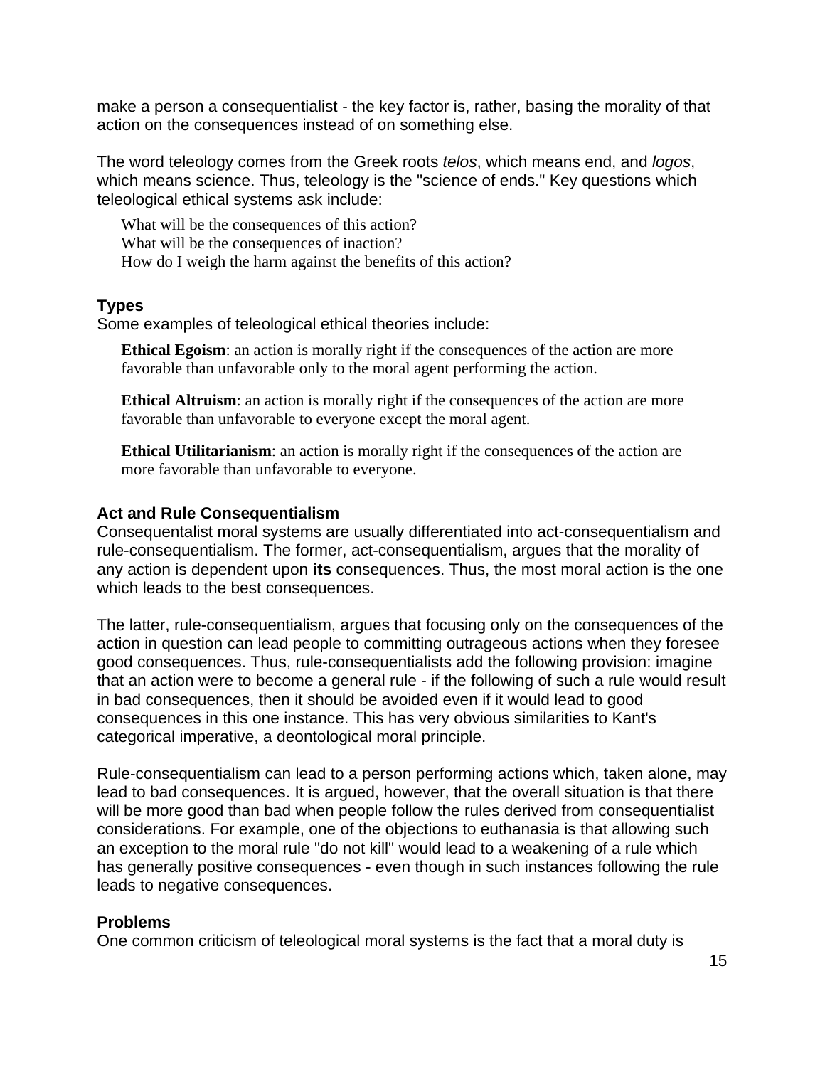make a person a consequentialist - the key factor is, rather, basing the morality of that action on the consequences instead of on something else.

The word teleology comes from the Greek roots *telos*, which means end, and *logos*, which means science. Thus, teleology is the "science of ends." Key questions which teleological ethical systems ask include:

What will be the consequences of this action?
What will be the consequences of inaction?
How do I weigh the harm against the benefits of this action?

### Types

Some examples of teleological ethical theories include:

**Ethical Egoism**: an action is morally right if the consequences of the action are more favorable than unfavorable only to the moral agent performing the action.

**Ethical Altruism**: an action is morally right if the consequences of the action are more favorable than unfavorable to everyone except the moral agent.

**Ethical Utilitarianism**: an action is morally right if the consequences of the action are more favorable than unfavorable to everyone.

### Act and Rule Consequentialism

Consequentialist moral systems are usually differentiated into act-consequentialism and rule-consequentialism. The former, act-consequentialism, argues that the morality of any action is dependent upon **its** consequences. Thus, the most moral action is the one which leads to the best consequences.

The latter, rule-consequentialism, argues that focusing only on the consequences of the action in question can lead people to committing outrageous actions when they foresee good consequences. Thus, rule-consequentialists add the following provision: imagine that an action were to become a general rule - if the following of such a rule would result in bad consequences, then it should be avoided even if it would lead to good consequences in this one instance. This has very obvious similarities to Kant's categorical imperative, a deontological moral principle.

Rule-consequentialism can lead to a person performing actions which, taken alone, may lead to bad consequences. It is argued, however, that the overall situation is that there will be more good than bad when people follow the rules derived from consequentialist considerations. For example, one of the objections to euthanasia is that allowing such an exception to the moral rule "do not kill" would lead to a weakening of a rule which has generally positive consequences - even though in such instances following the rule leads to negative consequences.

### Problems

One common criticism of teleological moral systems is the fact that a moral duty is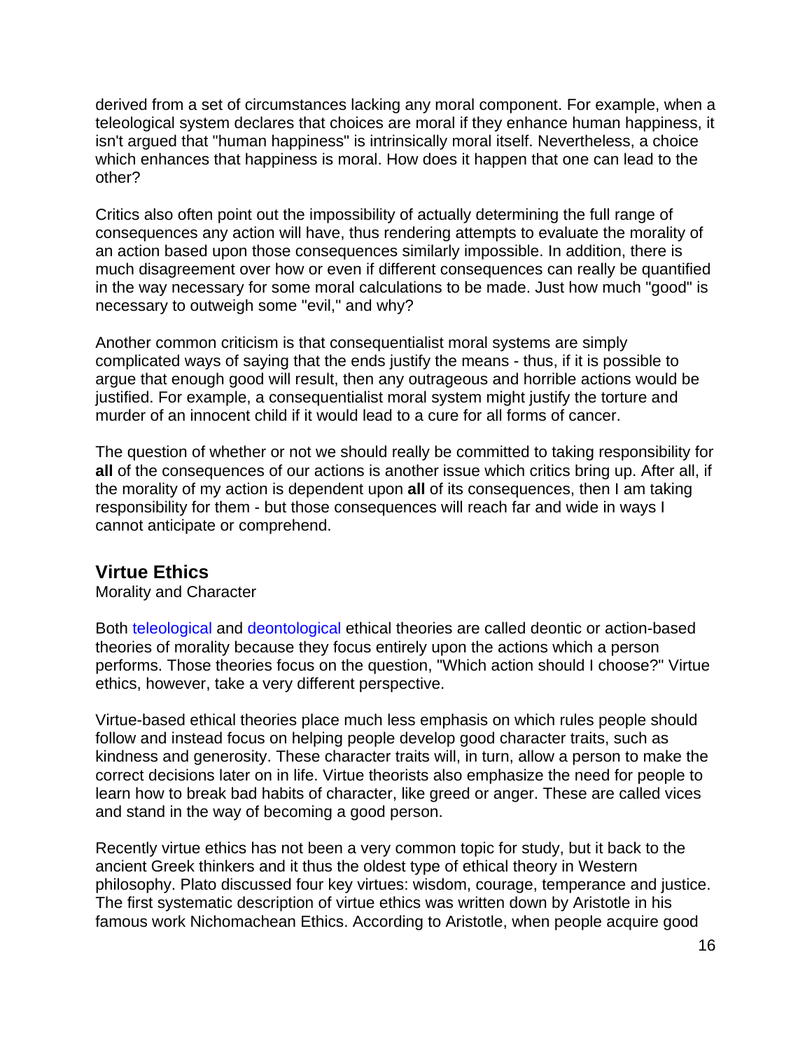derived from a set of circumstances lacking any moral component. For example, when a teleological system declares that choices are moral if they enhance human happiness, it isn't argued that "human happiness" is intrinsically moral itself. Nevertheless, a choice which enhances that happiness is moral. How does it happen that one can lead to the other?

Critics also often point out the impossibility of actually determining the full range of consequences any action will have, thus rendering attempts to evaluate the morality of an action based upon those consequences similarly impossible. In addition, there is much disagreement over how or even if different consequences can really be quantified in the way necessary for some moral calculations to be made. Just how much "good" is necessary to outweigh some "evil," and why?

Another common criticism is that consequentialist moral systems are simply complicated ways of saying that the ends justify the means - thus, if it is possible to argue that enough good will result, then any outrageous and horrible actions would be justified. For example, a consequentialist moral system might justify the torture and murder of an innocent child if it would lead to a cure for all forms of cancer.

The question of whether or not we should really be committed to taking responsibility for **all** of the consequences of our actions is another issue which critics bring up. After all, if the morality of my action is dependent upon **all** of its consequences, then I am taking responsibility for them - but those consequences will reach far and wide in ways I cannot anticipate or comprehend.

## Virtue Ethics

Morality and Character

Both teleological and deontological ethical theories are called deontic or action-based theories of morality because they focus entirely upon the actions which a person performs. Those theories focus on the question, "Which action should I choose?" Virtue ethics, however, take a very different perspective.

Virtue-based ethical theories place much less emphasis on which rules people should follow and instead focus on helping people develop good character traits, such as kindness and generosity. These character traits will, in turn, allow a person to make the correct decisions later on in life. Virtue theorists also emphasize the need for people to learn how to break bad habits of character, like greed or anger. These are called vices and stand in the way of becoming a good person.

Recently virtue ethics has not been a very common topic for study, but it back to the ancient Greek thinkers and it thus the oldest type of ethical theory in Western philosophy. Plato discussed four key virtues: wisdom, courage, temperance and justice. The first systematic description of virtue ethics was written down by Aristotle in his famous work Nichomachean Ethics. According to Aristotle, when people acquire good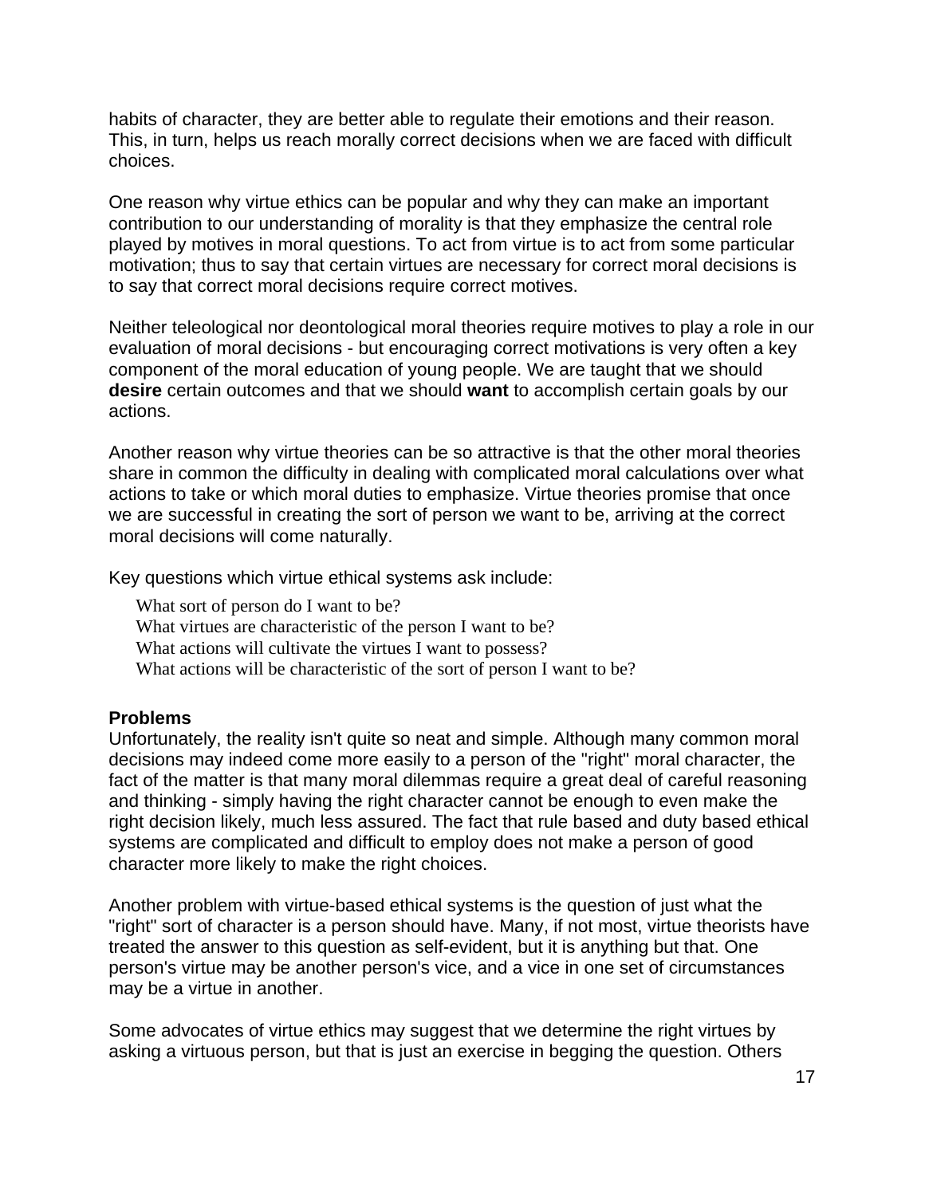habits of character, they are better able to regulate their emotions and their reason. This, in turn, helps us reach morally correct decisions when we are faced with difficult choices.

One reason why virtue ethics can be popular and why they can make an important contribution to our understanding of morality is that they emphasize the central role played by motives in moral questions. To act from virtue is to act from some particular motivation; thus to say that certain virtues are necessary for correct moral decisions is to say that correct moral decisions require correct motives.

Neither teleological nor deontological moral theories require motives to play a role in our evaluation of moral decisions - but encouraging correct motivations is very often a key component of the moral education of young people. We are taught that we should **desire** certain outcomes and that we should **want** to accomplish certain goals by our actions.

Another reason why virtue theories can be so attractive is that the other moral theories share in common the difficulty in dealing with complicated moral calculations over what actions to take or which moral duties to emphasize. Virtue theories promise that once we are successful in creating the sort of person we want to be, arriving at the correct moral decisions will come naturally.

Key questions which virtue ethical systems ask include:

- What sort of person do I want to be?
- What virtues are characteristic of the person I want to be?
- What actions will cultivate the virtues I want to possess?
- What actions will be characteristic of the sort of person I want to be?

**Problems**

Unfortunately, the reality isn't quite so neat and simple. Although many common moral decisions may indeed come more easily to a person of the "right" moral character, the fact of the matter is that many moral dilemmas require a great deal of careful reasoning and thinking - simply having the right character cannot be enough to even make the right decision likely, much less assured. The fact that rule based and duty based ethical systems are complicated and difficult to employ does not make a person of good character more likely to make the right choices.

Another problem with virtue-based ethical systems is the question of just what the "right" sort of character is a person should have. Many, if not most, virtue theorists have treated the answer to this question as self-evident, but it is anything but that. One person's virtue may be another person's vice, and a vice in one set of circumstances may be a virtue in another.

Some advocates of virtue ethics may suggest that we determine the right virtues by asking a virtuous person, but that is just an exercise in begging the question. Others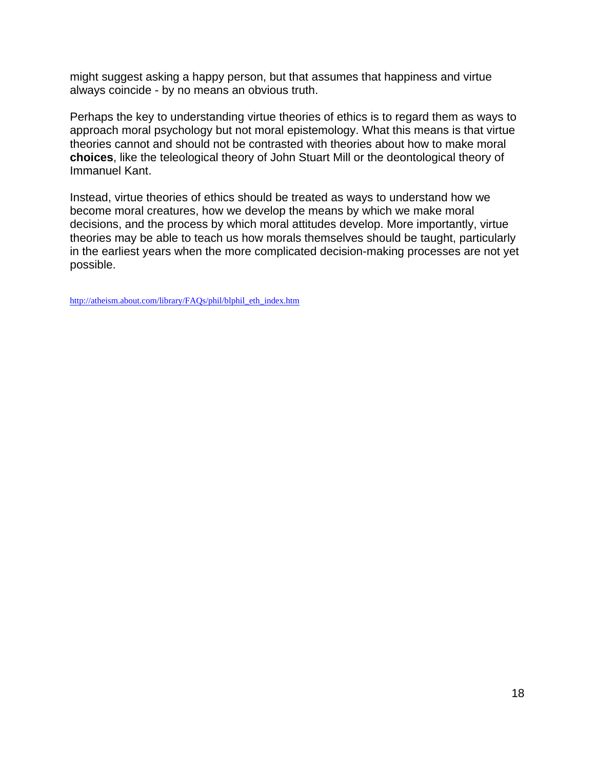might suggest asking a happy person, but that assumes that happiness and virtue always coincide - by no means an obvious truth.

Perhaps the key to understanding virtue theories of ethics is to regard them as ways to approach moral psychology but not moral epistemology. What this means is that virtue theories cannot and should not be contrasted with theories about how to make moral **choices**, like the teleological theory of John Stuart Mill or the deontological theory of Immanuel Kant.

Instead, virtue theories of ethics should be treated as ways to understand how we become moral creatures, how we develop the means by which we make moral decisions, and the process by which moral attitudes develop. More importantly, virtue theories may be able to teach us how morals themselves should be taught, particularly in the earliest years when the more complicated decision-making processes are not yet possible.

http://atheism.about.com/library/FAQs/phil/blphil_eth_index.htm